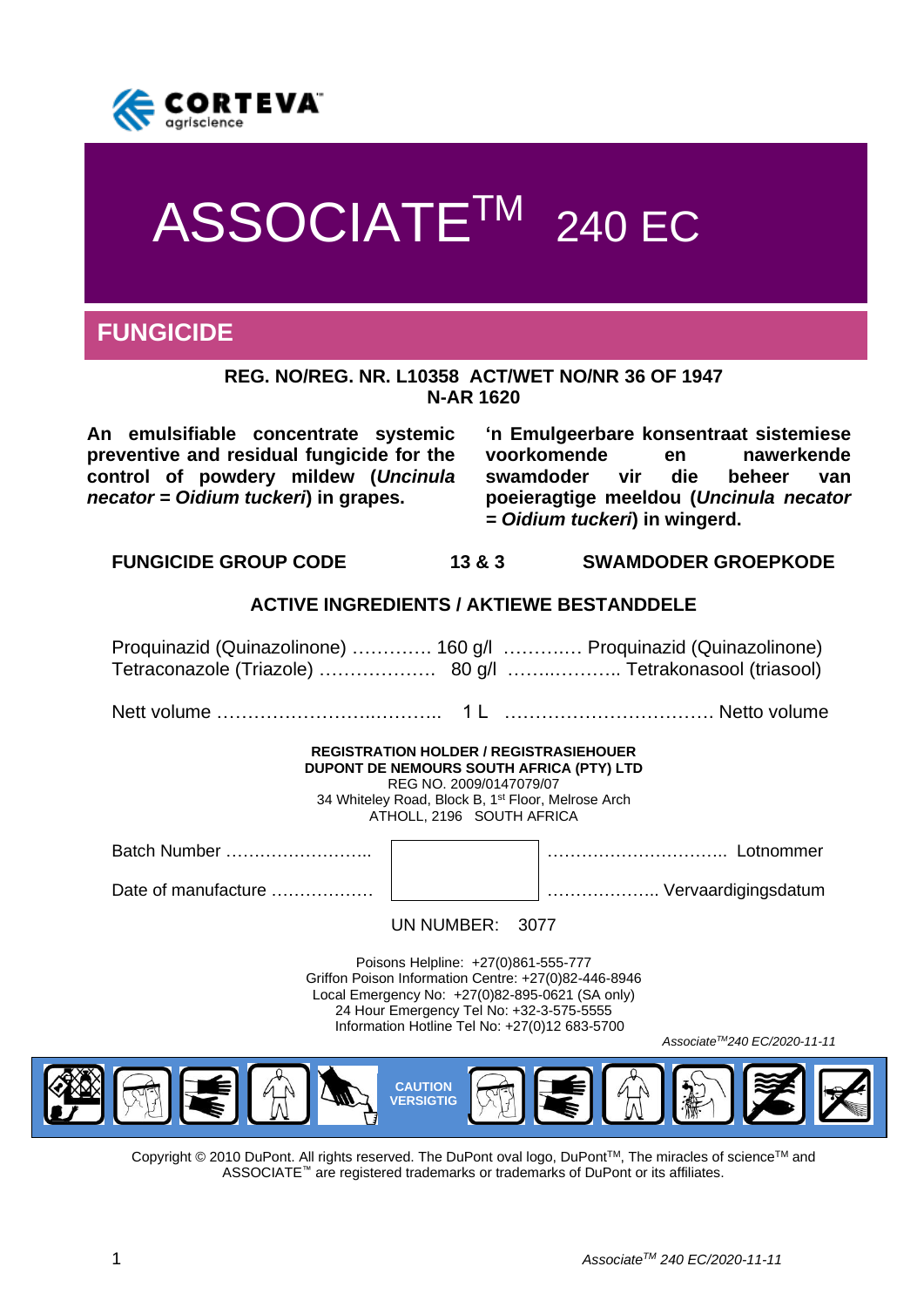CORTEVA agriscience

# ASSOCIATE™ 240 EC

## FUNGICIDE

**REG. NO/REG. NR. L10358 ACT/WET NO/NR 36 OF 1947**
**N-AR 1620**

**An emulsifiable concentrate systemic preventive and residual fungicide for the control of powdery mildew (*Uncinula necator* = *Oidium tuckeri*) in grapes.**

**'n Emulgeerbare konsentraat sistemiese voorkomende en nawerkende swamdoder vir die beheer van poeieragtige meeldou (*Uncinula necator* = *Oidium tuckeri*) in wingerd.**

**FUNGICIDE GROUP CODE 13 & 3 SWAMDODER GROEPKODE**

**ACTIVE INGREDIENTS / AKTIEWE BESTANDDELE**

Proquinazid (Quinazolinone) …………. 160 g/l …………. Proquinazid (Quinazolinone)
Tetraconazole (Triazole) ………………. 80 g/l …………….. Tetrakonasool (triasool)

Nett volume ……………………………. 1 L ……………………………. Netto volume

**REGISTRATION HOLDER / REGISTRASIEHOUER**
**DUPONT DE NEMOURS SOUTH AFRICA (PTY) LTD**
REG NO. 2009/0147079/07
34 Whiteley Road, Block B, 1st Floor, Melrose Arch
ATHOLL, 2196 SOUTH AFRICA

Batch Number ……………………… ……………………………. Lotnommer

Date of manufacture ……………… ……………….. Vervaardigingsdatum

UN NUMBER: 3077

Poisons Helpline: +27(0)861-555-777
Griffon Poison Information Centre: +27(0)82-446-8946
Local Emergency No: +27(0)82-895-0621 (SA only)
24 Hour Emergency Tel No: +32-3-575-5555
Information Hotline Tel No: +27(0)12 683-5700

*Associate™ 240 EC/2020-11-11*

**CAUTION**
**VERSIGTIG**

Copyright © 2010 DuPont. All rights reserved. The DuPont oval logo, DuPont™, The miracles of science™ and ASSOCIATE™ are registered trademarks or trademarks of DuPont or its affiliates.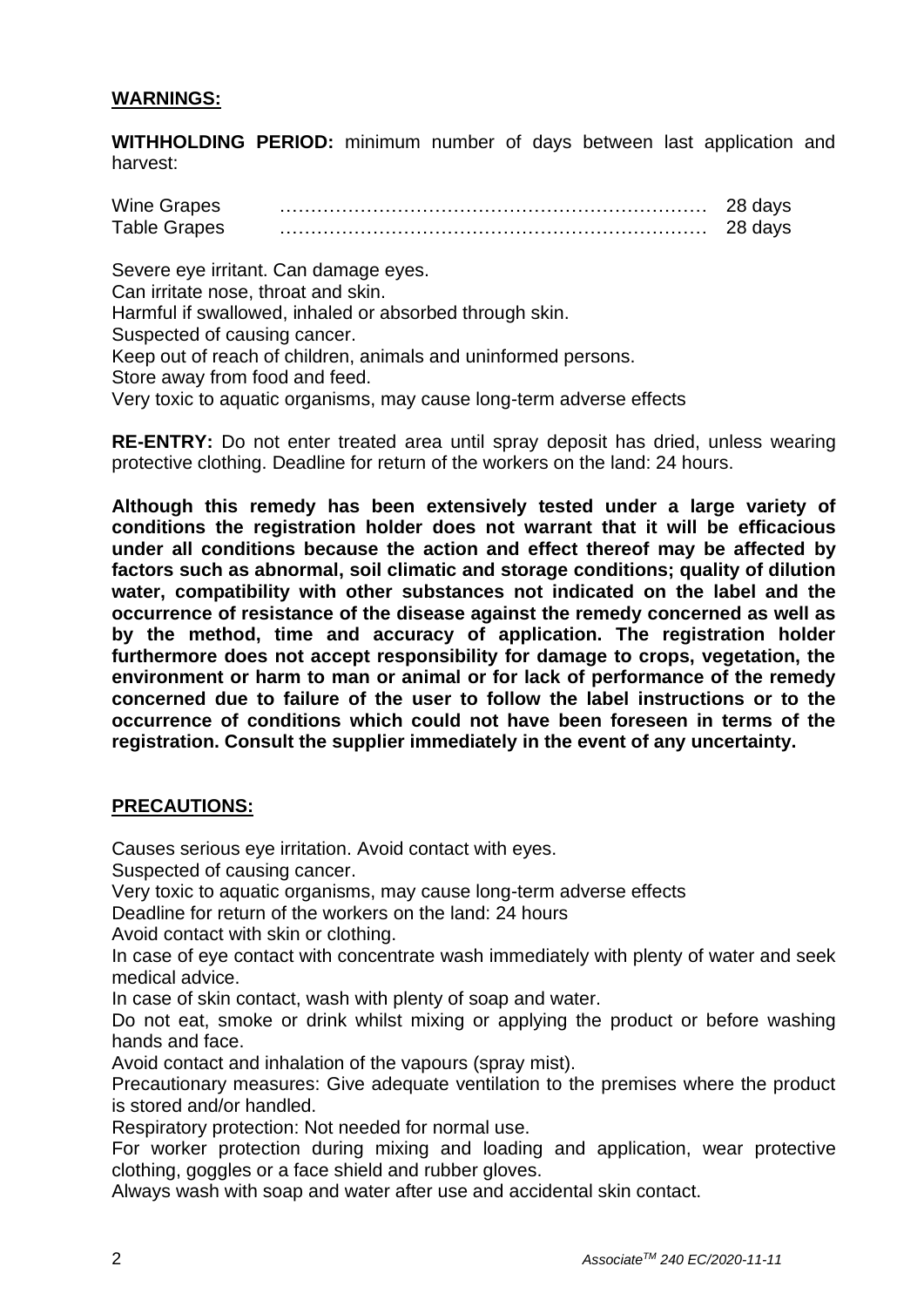## WARNINGS:

**WITHHOLDING PERIOD:** minimum number of days between last application and harvest:

| | |
|---|---|
| Wine Grapes | 28 days |
| Table Grapes | 28 days |

Severe eye irritant. Can damage eyes.
Can irritate nose, throat and skin.
Harmful if swallowed, inhaled or absorbed through skin.
Suspected of causing cancer.
Keep out of reach of children, animals and uninformed persons.
Store away from food and feed.
Very toxic to aquatic organisms, may cause long-term adverse effects

**RE-ENTRY:** Do not enter treated area until spray deposit has dried, unless wearing protective clothing. Deadline for return of the workers on the land: 24 hours.

**Although this remedy has been extensively tested under a large variety of conditions the registration holder does not warrant that it will be efficacious under all conditions because the action and effect thereof may be affected by factors such as abnormal, soil climatic and storage conditions; quality of dilution water, compatibility with other substances not indicated on the label and the occurrence of resistance of the disease against the remedy concerned as well as by the method, time and accuracy of application. The registration holder furthermore does not accept responsibility for damage to crops, vegetation, the environment or harm to man or animal or for lack of performance of the remedy concerned due to failure of the user to follow the label instructions or to the occurrence of conditions which could not have been foreseen in terms of the registration. Consult the supplier immediately in the event of any uncertainty.**

## PRECAUTIONS:

Causes serious eye irritation. Avoid contact with eyes.
Suspected of causing cancer.
Very toxic to aquatic organisms, may cause long-term adverse effects
Deadline for return of the workers on the land: 24 hours
Avoid contact with skin or clothing.
In case of eye contact with concentrate wash immediately with plenty of water and seek medical advice.
In case of skin contact, wash with plenty of soap and water.
Do not eat, smoke or drink whilst mixing or applying the product or before washing hands and face.
Avoid contact and inhalation of the vapours (spray mist).
Precautionary measures: Give adequate ventilation to the premises where the product is stored and/or handled.
Respiratory protection: Not needed for normal use.
For worker protection during mixing and loading and application, wear protective clothing, goggles or a face shield and rubber gloves.
Always wash with soap and water after use and accidental skin contact.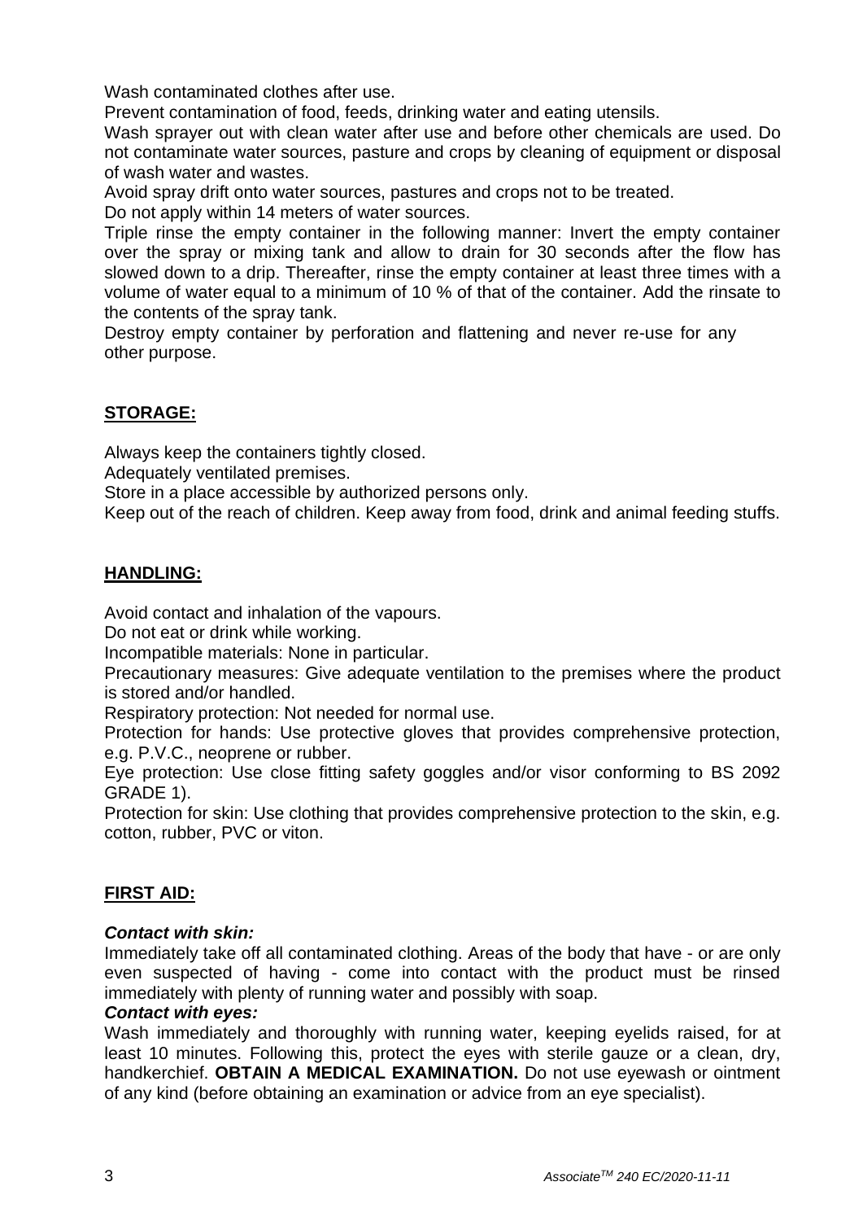Wash contaminated clothes after use.

Prevent contamination of food, feeds, drinking water and eating utensils.

Wash sprayer out with clean water after use and before other chemicals are used. Do not contaminate water sources, pasture and crops by cleaning of equipment or disposal of wash water and wastes.

Avoid spray drift onto water sources, pastures and crops not to be treated.

Do not apply within 14 meters of water sources.

Triple rinse the empty container in the following manner: Invert the empty container over the spray or mixing tank and allow to drain for 30 seconds after the flow has slowed down to a drip. Thereafter, rinse the empty container at least three times with a volume of water equal to a minimum of 10 % of that of the container. Add the rinsate to the contents of the spray tank.

Destroy empty container by perforation and flattening and never re-use for any other purpose.

## STORAGE:

Always keep the containers tightly closed.

Adequately ventilated premises.

Store in a place accessible by authorized persons only.

Keep out of the reach of children. Keep away from food, drink and animal feeding stuffs.

## HANDLING:

Avoid contact and inhalation of the vapours.

Do not eat or drink while working.

Incompatible materials: None in particular.

Precautionary measures: Give adequate ventilation to the premises where the product is stored and/or handled.

Respiratory protection: Not needed for normal use.

Protection for hands: Use protective gloves that provides comprehensive protection, e.g. P.V.C., neoprene or rubber.

Eye protection: Use close fitting safety goggles and/or visor conforming to BS 2092 GRADE 1).

Protection for skin: Use clothing that provides comprehensive protection to the skin, e.g. cotton, rubber, PVC or viton.

## FIRST AID:

***Contact with skin:***

Immediately take off all contaminated clothing. Areas of the body that have - or are only even suspected of having - come into contact with the product must be rinsed immediately with plenty of running water and possibly with soap.

***Contact with eyes:***

Wash immediately and thoroughly with running water, keeping eyelids raised, for at least 10 minutes. Following this, protect the eyes with sterile gauze or a clean, dry, handkerchief. **OBTAIN A MEDICAL EXAMINATION.** Do not use eyewash or ointment of any kind (before obtaining an examination or advice from an eye specialist).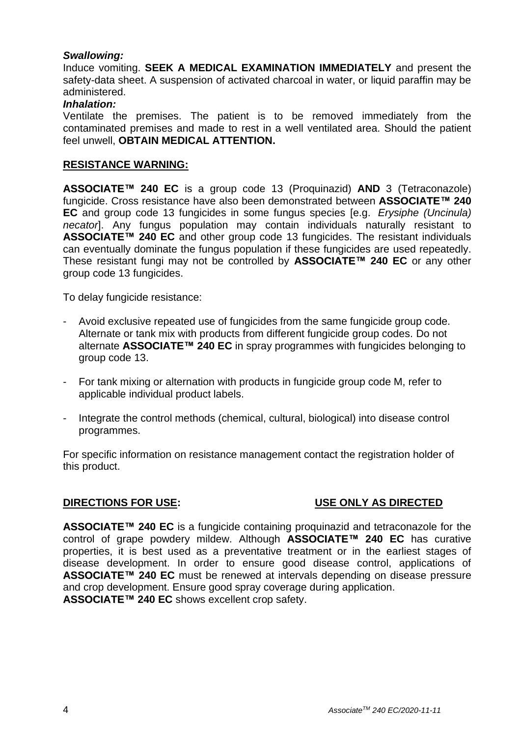***Swallowing:***

Induce vomiting. **SEEK A MEDICAL EXAMINATION IMMEDIATELY** and present the safety-data sheet. A suspension of activated charcoal in water, or liquid paraffin may be administered.

***Inhalation:***

Ventilate the premises. The patient is to be removed immediately from the contaminated premises and made to rest in a well ventilated area. Should the patient feel unwell, **OBTAIN MEDICAL ATTENTION.**

## RESISTANCE WARNING:

**ASSOCIATE™ 240 EC** is a group code 13 (Proquinazid) **AND** 3 (Tetraconazole) fungicide. Cross resistance have also been demonstrated between **ASSOCIATE™ 240 EC** and group code 13 fungicides in some fungus species [e.g. *Erysiphe (Uncinula) necator*]. Any fungus population may contain individuals naturally resistant to **ASSOCIATE™ 240 EC** and other group code 13 fungicides. The resistant individuals can eventually dominate the fungus population if these fungicides are used repeatedly. These resistant fungi may not be controlled by **ASSOCIATE™ 240 EC** or any other group code 13 fungicides.

To delay fungicide resistance:

- Avoid exclusive repeated use of fungicides from the same fungicide group code. Alternate or tank mix with products from different fungicide group codes. Do not alternate **ASSOCIATE™ 240 EC** in spray programmes with fungicides belonging to group code 13.
- For tank mixing or alternation with products in fungicide group code M, refer to applicable individual product labels.
- Integrate the control methods (chemical, cultural, biological) into disease control programmes.

For specific information on resistance management contact the registration holder of this product.

## DIRECTIONS FOR USE: USE ONLY AS DIRECTED

**ASSOCIATE™ 240 EC** is a fungicide containing proquinazid and tetraconazole for the control of grape powdery mildew. Although **ASSOCIATE™ 240 EC** has curative properties, it is best used as a preventative treatment or in the earliest stages of disease development. In order to ensure good disease control, applications of **ASSOCIATE™ 240 EC** must be renewed at intervals depending on disease pressure and crop development. Ensure good spray coverage during application.
**ASSOCIATE™ 240 EC** shows excellent crop safety.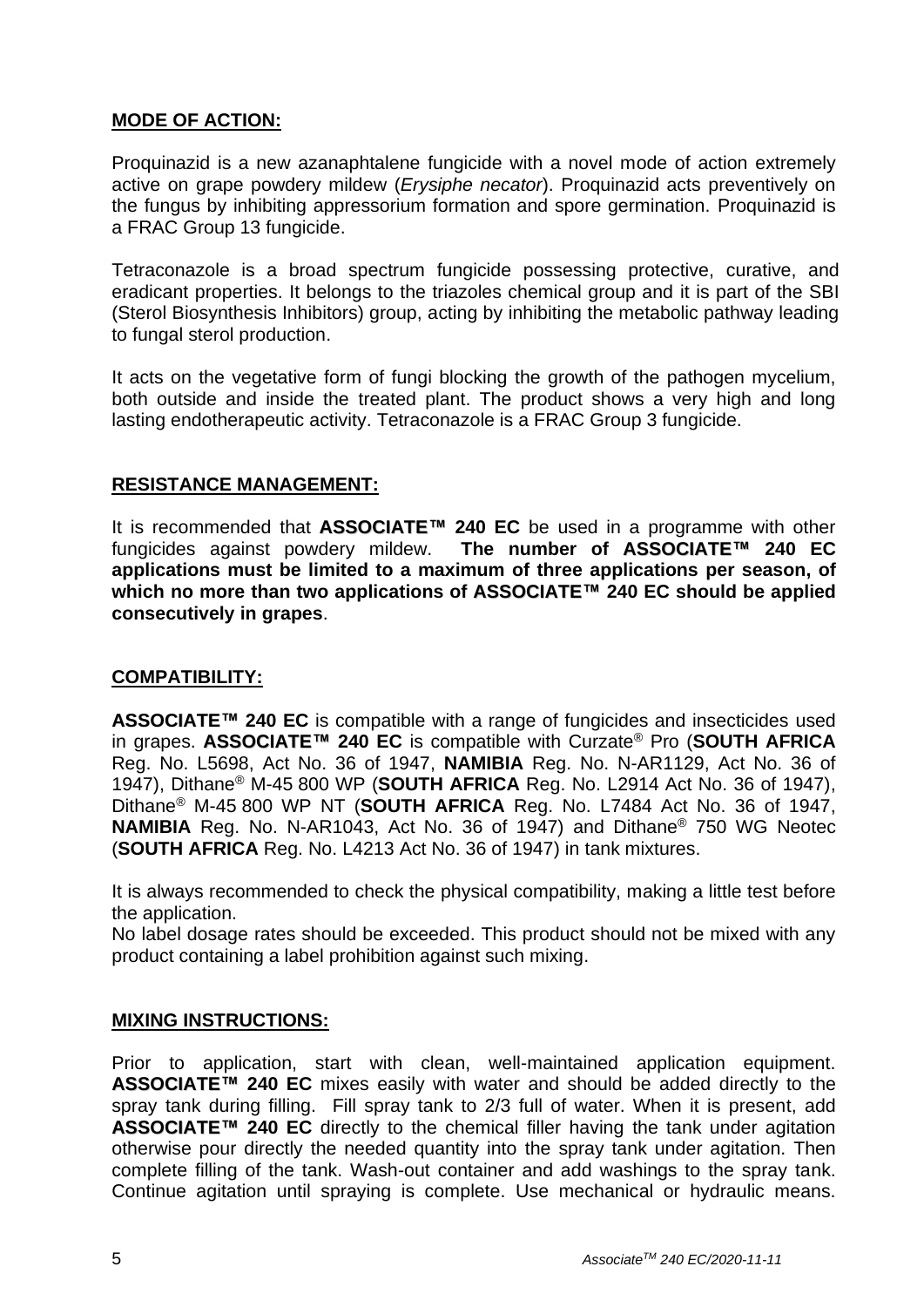## MODE OF ACTION:

Proquinazid is a new azanaphtalene fungicide with a novel mode of action extremely active on grape powdery mildew (*Erysiphe necator*). Proquinazid acts preventively on the fungus by inhibiting appressorium formation and spore germination. Proquinazid is a FRAC Group 13 fungicide.

Tetraconazole is a broad spectrum fungicide possessing protective, curative, and eradicant properties. It belongs to the triazoles chemical group and it is part of the SBI (Sterol Biosynthesis Inhibitors) group, acting by inhibiting the metabolic pathway leading to fungal sterol production.

It acts on the vegetative form of fungi blocking the growth of the pathogen mycelium, both outside and inside the treated plant. The product shows a very high and long lasting endotherapeutic activity. Tetraconazole is a FRAC Group 3 fungicide.

## RESISTANCE MANAGEMENT:

It is recommended that **ASSOCIATE™ 240 EC** be used in a programme with other fungicides against powdery mildew. **The number of ASSOCIATE™ 240 EC applications must be limited to a maximum of three applications per season, of which no more than two applications of ASSOCIATE™ 240 EC should be applied consecutively in grapes**.

## COMPATIBILITY:

**ASSOCIATE™ 240 EC** is compatible with a range of fungicides and insecticides used in grapes. **ASSOCIATE™ 240 EC** is compatible with Curzate® Pro (**SOUTH AFRICA** Reg. No. L5698, Act No. 36 of 1947, **NAMIBIA** Reg. No. N-AR1129, Act No. 36 of 1947), Dithane® M-45 800 WP (**SOUTH AFRICA** Reg. No. L2914 Act No. 36 of 1947), Dithane® M-45 800 WP NT (**SOUTH AFRICA** Reg. No. L7484 Act No. 36 of 1947, **NAMIBIA** Reg. No. N-AR1043, Act No. 36 of 1947) and Dithane® 750 WG Neotec (**SOUTH AFRICA** Reg. No. L4213 Act No. 36 of 1947) in tank mixtures.

It is always recommended to check the physical compatibility, making a little test before the application.

No label dosage rates should be exceeded. This product should not be mixed with any product containing a label prohibition against such mixing.

## MIXING INSTRUCTIONS:

Prior to application, start with clean, well-maintained application equipment. **ASSOCIATE™ 240 EC** mixes easily with water and should be added directly to the spray tank during filling. Fill spray tank to 2/3 full of water. When it is present, add **ASSOCIATE™ 240 EC** directly to the chemical filler having the tank under agitation otherwise pour directly the needed quantity into the spray tank under agitation. Then complete filling of the tank. Wash-out container and add washings to the spray tank. Continue agitation until spraying is complete. Use mechanical or hydraulic means.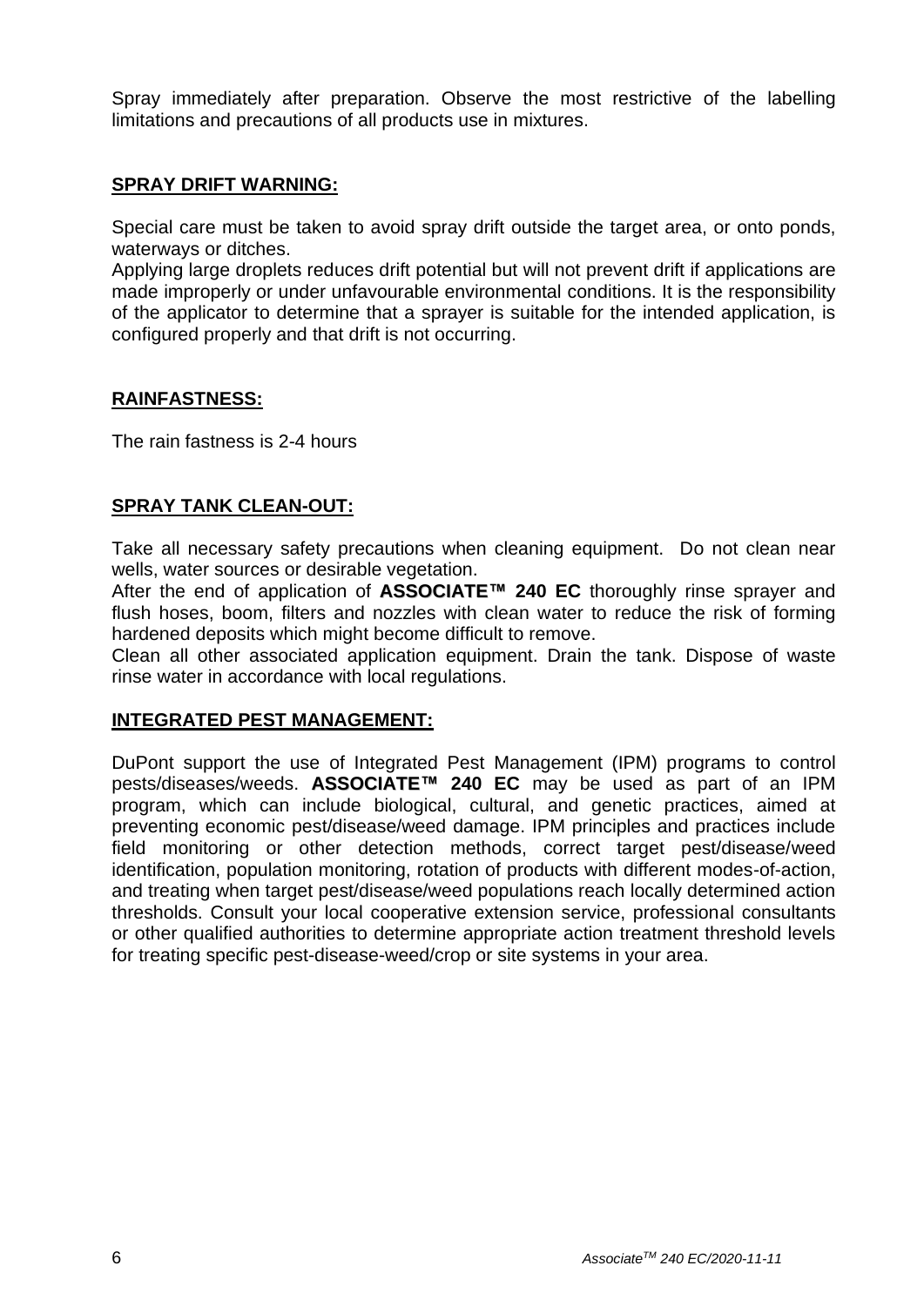Spray immediately after preparation. Observe the most restrictive of the labelling limitations and precautions of all products use in mixtures.

## SPRAY DRIFT WARNING:

Special care must be taken to avoid spray drift outside the target area, or onto ponds, waterways or ditches.
Applying large droplets reduces drift potential but will not prevent drift if applications are made improperly or under unfavourable environmental conditions. It is the responsibility of the applicator to determine that a sprayer is suitable for the intended application, is configured properly and that drift is not occurring.

## RAINFASTNESS:

The rain fastness is 2-4 hours

## SPRAY TANK CLEAN-OUT:

Take all necessary safety precautions when cleaning equipment. Do not clean near wells, water sources or desirable vegetation.
After the end of application of **ASSOCIATE™ 240 EC** thoroughly rinse sprayer and flush hoses, boom, filters and nozzles with clean water to reduce the risk of forming hardened deposits which might become difficult to remove.
Clean all other associated application equipment. Drain the tank. Dispose of waste rinse water in accordance with local regulations.

## INTEGRATED PEST MANAGEMENT:

DuPont support the use of Integrated Pest Management (IPM) programs to control pests/diseases/weeds. **ASSOCIATE™ 240 EC** may be used as part of an IPM program, which can include biological, cultural, and genetic practices, aimed at preventing economic pest/disease/weed damage. IPM principles and practices include field monitoring or other detection methods, correct target pest/disease/weed identification, population monitoring, rotation of products with different modes-of-action, and treating when target pest/disease/weed populations reach locally determined action thresholds. Consult your local cooperative extension service, professional consultants or other qualified authorities to determine appropriate action treatment threshold levels for treating specific pest-disease-weed/crop or site systems in your area.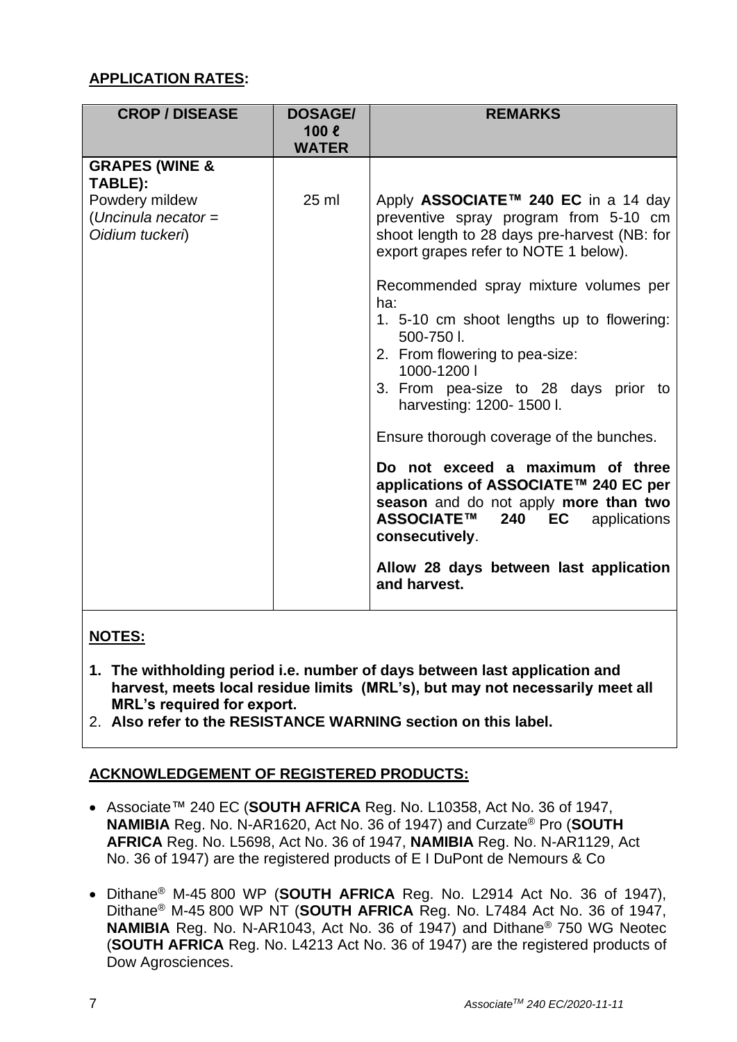**APPLICATION RATES:**

| CROP / DISEASE | DOSAGE/ 100 ℓ WATER | REMARKS |
|---|---|---|
| **GRAPES (WINE & TABLE):** Powdery mildew (*Uncinula necator = Oidium tuckeri*) | 25 ml | Apply **ASSOCIATE™ 240 EC** in a 14 day preventive spray program from 5-10 cm shoot length to 28 days pre-harvest (NB: for export grapes refer to NOTE 1 below).<br><br>Recommended spray mixture volumes per ha:<br>1. 5-10 cm shoot lengths up to flowering: 500-750 l.<br>2. From flowering to pea-size: 1000-1200 l<br>3. From pea-size to 28 days prior to harvesting: 1200- 1500 l.<br><br>Ensure thorough coverage of the bunches.<br><br>**Do not exceed a maximum of three applications of ASSOCIATE™ 240 EC per season** and do not apply **more than two ASSOCIATE™ 240 EC** applications **consecutively**.<br><br>**Allow 28 days between last application and harvest.** |

**NOTES:**

1. **The withholding period i.e. number of days between last application and harvest, meets local residue limits (MRL's), but may not necessarily meet all MRL's required for export.**
2. **Also refer to the RESISTANCE WARNING section on this label.**

**ACKNOWLEDGEMENT OF REGISTERED PRODUCTS:**

- Associate™ 240 EC (**SOUTH AFRICA** Reg. No. L10358, Act No. 36 of 1947, **NAMIBIA** Reg. No. N-AR1620, Act No. 36 of 1947) and Curzate® Pro (**SOUTH AFRICA** Reg. No. L5698, Act No. 36 of 1947, **NAMIBIA** Reg. No. N-AR1129, Act No. 36 of 1947) are the registered products of E I DuPont de Nemours & Co
- Dithane® M-45 800 WP (**SOUTH AFRICA** Reg. No. L2914 Act No. 36 of 1947), Dithane® M-45 800 WP NT (**SOUTH AFRICA** Reg. No. L7484 Act No. 36 of 1947, **NAMIBIA** Reg. No. N-AR1043, Act No. 36 of 1947) and Dithane® 750 WG Neotec (**SOUTH AFRICA** Reg. No. L4213 Act No. 36 of 1947) are the registered products of Dow Agrosciences.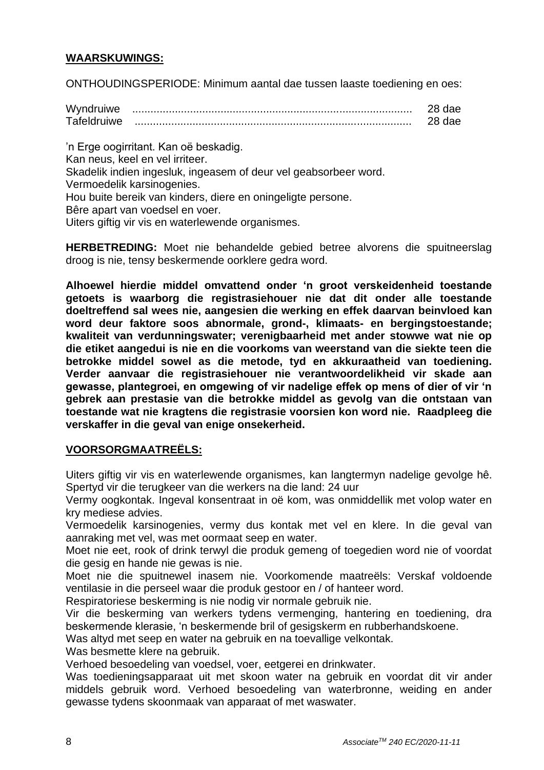**WAARSKUWINGS:**

ONTHOUDINGSPERIODE: Minimum aantal dae tussen laaste toediening en oes:

| | |
|---|---|
| Wyndruiwe | 28 dae |
| Tafeldruiwe | 28 dae |

'n Erge oogirritant. Kan oë beskadig.
Kan neus, keel en vel irriteer.
Skadelik indien ingesluk, ingeasem of deur vel geabsorbeer word.
Vermoedelik karsinogenies.
Hou buite bereik van kinders, diere en oningeligte persone.
Bêre apart van voedsel en voer.
Uiters giftig vir vis en waterlewende organismes.

**HERBETREDING:** Moet nie behandelde gebied betree alvorens die spuitneerslag droog is nie, tensy beskermende oorklere gedra word.

**Alhoewel hierdie middel omvattend onder 'n groot verskeidenheid toestande getoets is waarborg die registrasiehouer nie dat dit onder alle toestande doeltreffend sal wees nie, aangesien die werking en effek daarvan beinvloed kan word deur faktore soos abnormale, grond-, klimaats- en bergingstoestande; kwaliteit van verdunningswater; verenigbaarheid met ander stowwe wat nie op die etiket aangedui is nie en die voorkoms van weerstand van die siekte teen die betrokke middel sowel as die metode, tyd en akkuraatheid van toediening. Verder aanvaar die registrasiehouer nie verantwoordelikheid vir skade aan gewasse, plantegroei, en omgewing of vir nadelige effek op mens of dier of vir 'n gebrek aan prestasie van die betrokke middel as gevolg van die ontstaan van toestande wat nie kragtens die registrasie voorsien kon word nie. Raadpleeg die verskaffer in die geval van enige onsekerheid.**

**VOORSORGMAATREËLS:**

Uiters giftig vir vis en waterlewende organismes, kan langtermyn nadelige gevolge hê.
Spertyd vir die terugkeer van die werkers na die land: 24 uur
Vermy oogkontak. Ingeval konsentraat in oë kom, was onmiddellik met volop water en kry mediese advies.
Vermoedelik karsinogenies, vermy dus kontak met vel en klere. In die geval van aanraking met vel, was met oormaat seep en water.
Moet nie eet, rook of drink terwyl die produk gemeng of toegedien word nie of voordat die gesig en hande nie gewas is nie.
Moet nie die spuitnewel inasem nie. Voorkomende maatreëls: Verskaf voldoende ventilasie in die perseel waar die produk gestoor en / of hanteer word.
Respiratoriese beskerming is nie nodig vir normale gebruik nie.
Vir die beskerming van werkers tydens vermenging, hantering en toediening, dra beskermende klerasie, 'n beskermende bril of gesigskerm en rubberhandskoene.
Was altyd met seep en water na gebruik en na toevallige velkontak.
Was besmette klere na gebruik.
Verhoed besoedeling van voedsel, voer, eetgerei en drinkwater.
Was toedieningsapparaat uit met skoon water na gebruik en voordat dit vir ander middels gebruik word. Verhoed besoedeling van waterbronne, weiding en ander gewasse tydens skoonmaak van apparaat of met waswater.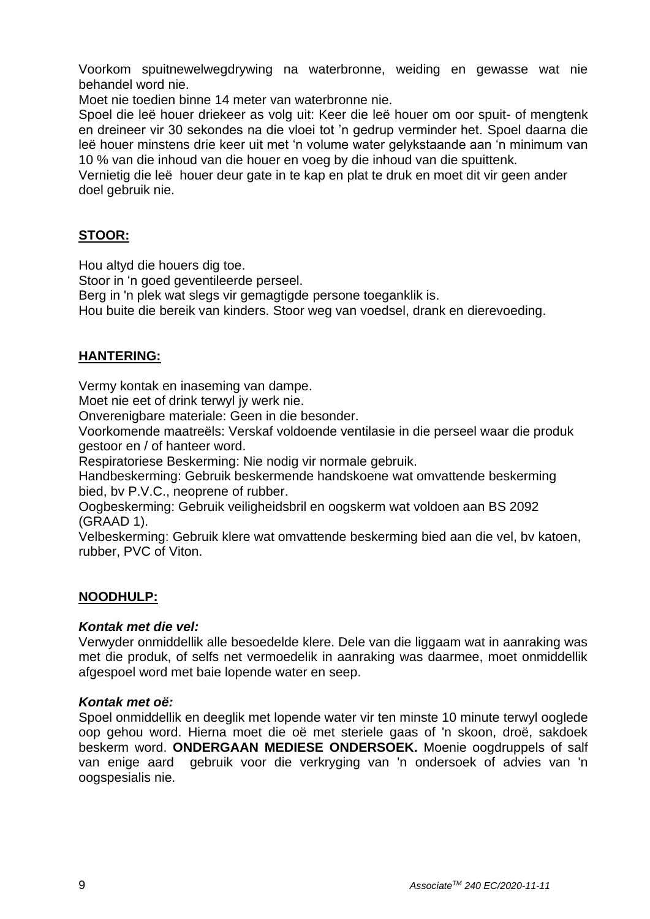Voorkom spuitnewelwegdrywing na waterbronne, weiding en gewasse wat nie behandel word nie.
Moet nie toedien binne 14 meter van waterbronne nie.
Spoel die leë houer driekeer as volg uit: Keer die leë houer om oor spuit- of mengtenk en dreineer vir 30 sekondes na die vloei tot 'n gedrup verminder het. Spoel daarna die leë houer minstens drie keer uit met 'n volume water gelykstaande aan 'n minimum van 10 % van die inhoud van die houer en voeg by die inhoud van die spuittenk.
Vernietig die leë houer deur gate in te kap en plat te druk en moet dit vir geen ander doel gebruik nie.

## STOOR:

Hou altyd die houers dig toe.
Stoor in 'n goed geventileerde perseel.
Berg in 'n plek wat slegs vir gemagtigde persone toeganklik is.
Hou buite die bereik van kinders. Stoor weg van voedsel, drank en dierevoeding.

## HANTERING:

Vermy kontak en inaseming van dampe.
Moet nie eet of drink terwyl jy werk nie.
Onverenigbare materiale: Geen in die besonder.
Voorkomende maatreëls: Verskaf voldoende ventilasie in die perseel waar die produk gestoor en / of hanteer word.
Respiratoriese Beskerming: Nie nodig vir normale gebruik.
Handbeskerming: Gebruik beskermende handskoene wat omvattende beskerming bied, bv P.V.C., neoprene of rubber.
Oogbeskerming: Gebruik veiligheidsbril en oogskerm wat voldoen aan BS 2092 (GRAAD 1).
Velbeskerming: Gebruik klere wat omvattende beskerming bied aan die vel, bv katoen, rubber, PVC of Viton.

## NOODHULP:

***Kontak met die vel:***
Verwyder onmiddellik alle besoedelde klere. Dele van die liggaam wat in aanraking was met die produk, of selfs net vermoedelik in aanraking was daarmee, moet onmiddellik afgespoel word met baie lopende water en seep.

***Kontak met oë:***
Spoel onmiddellik en deeglik met lopende water vir ten minste 10 minute terwyl ooglede oop gehou word. Hierna moet die oë met steriele gaas of 'n skoon, droë, sakdoek beskerm word. **ONDERGAAN MEDIESE ONDERSOEK.** Moenie oogdruppels of salf van enige aard gebruik voor die verkryging van 'n ondersoek of advies van 'n oogspesialis nie.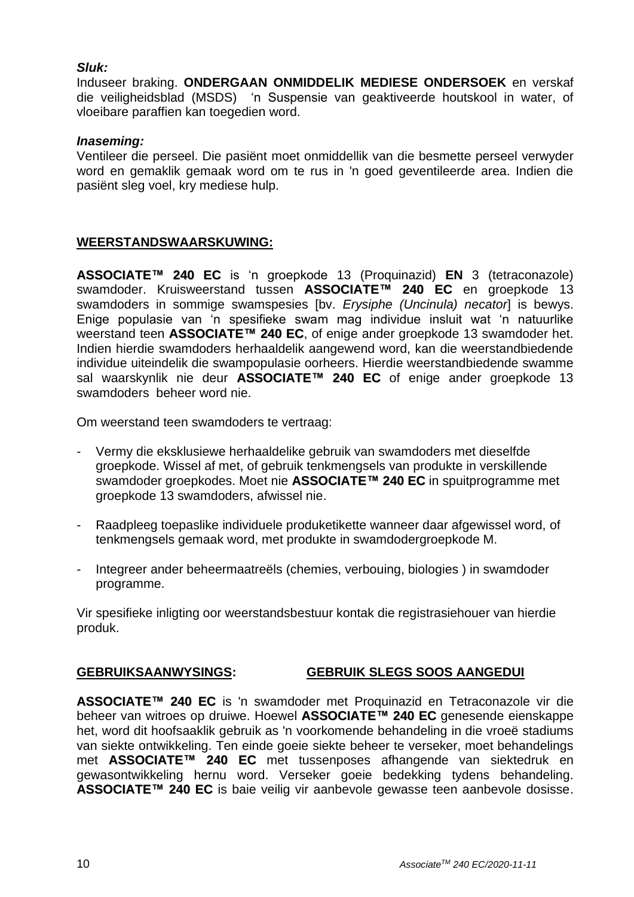***Sluk:***

Induseer braking. **ONDERGAAN ONMIDDELIK MEDIESE ONDERSOEK** en verskaf die veiligheidsblad (MSDS) 'n Suspensie van geaktiveerde houtskool in water, of vloeibare paraffien kan toegedien word.

***Inaseming:***

Ventileer die perseel. Die pasiënt moet onmiddellik van die besmette perseel verwyder word en gemaklik gemaak word om te rus in 'n goed geventileerde area. Indien die pasiënt sleg voel, kry mediese hulp.

**WEERSTANDSWAARSKUWING:**

**ASSOCIATE™ 240 EC** is 'n groepkode 13 (Proquinazid) **EN** 3 (tetraconazole) swamdoder. Kruisweerstand tussen **ASSOCIATE™ 240 EC** en groepkode 13 swamdoders in sommige swamspesies [bv. *Erysiphe (Uncinula) necator*] is bewys. Enige populasie van 'n spesifieke swam mag individue insluit wat 'n natuurlike weerstand teen **ASSOCIATE™ 240 EC**, of enige ander groepkode 13 swamdoder het. Indien hierdie swamdoders herhaaldelik aangewend word, kan die weerstandbiedende individue uiteindelik die swampopulasie oorheers. Hierdie weerstandbiedende swamme sal waarskynlik nie deur **ASSOCIATE™ 240 EC** of enige ander groepkode 13 swamdoders beheer word nie.

Om weerstand teen swamdoders te vertraag:

- Vermy die eksklusiewe herhaaldelike gebruik van swamdoders met dieselfde groepkode. Wissel af met, of gebruik tenkmengsels van produkte in verskillende swamdoder groepkodes. Moet nie **ASSOCIATE™ 240 EC** in spuitprogramme met groepkode 13 swamdoders, afwissel nie.

- Raadpleeg toepaslike individuele produketikette wanneer daar afgewissel word, of tenkmengsels gemaak word, met produkte in swamdodergroepkode M.

- Integreer ander beheermaatreëls (chemies, verbouing, biologies ) in swamdoder programme.

Vir spesifieke inligting oor weerstandsbestuur kontak die registrasiehouer van hierdie produk.

**GEBRUIKSAANWYSINGS:** **GEBRUIK SLEGS SOOS AANGEDUI**

**ASSOCIATE™ 240 EC** is 'n swamdoder met Proquinazid en Tetraconazole vir die beheer van witroes op druiwe. Hoewel **ASSOCIATE™ 240 EC** genesende eienskappe het, word dit hoofsaaklik gebruik as 'n voorkomende behandeling in die vroeë stadiums van siekte ontwikkeling. Ten einde goeie siekte beheer te verseker, moet behandelings met **ASSOCIATE™ 240 EC** met tussenposes afhangende van siektedruk en gewasontwikkeling hernu word. Verseker goeie bedekking tydens behandeling. **ASSOCIATE™ 240 EC** is baie veilig vir aanbevole gewasse teen aanbevole dosisse.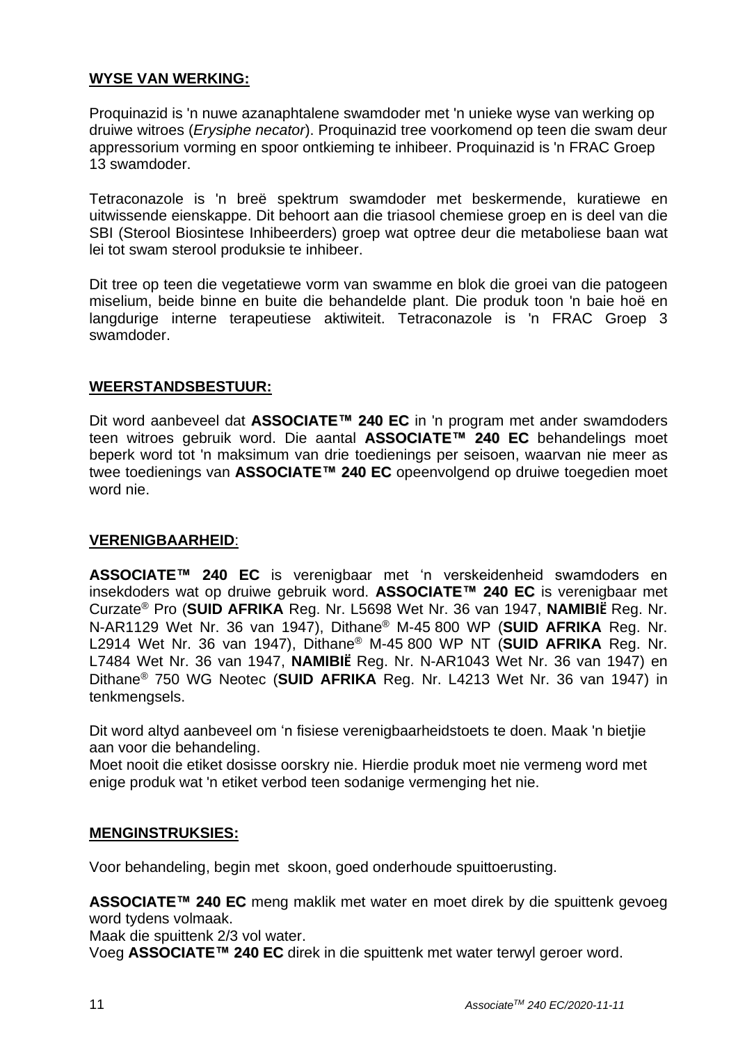## WYSE VAN WERKING:

Proquinazid is 'n nuwe azanaphtalene swamdoder met 'n unieke wyse van werking op druiwe witroes (*Erysiphe necator*). Proquinazid tree voorkomend op teen die swam deur appressorium vorming en spoor ontkieming te inhibeer. Proquinazid is 'n FRAC Groep 13 swamdoder.

Tetraconazole is 'n breë spektrum swamdoder met beskermende, kuratiewe en uitwissende eienskappe. Dit behoort aan die triasool chemiese groep en is deel van die SBI (Sterool Biosintese Inhibeerders) groep wat optree deur die metaboliese baan wat lei tot swam sterool produksie te inhibeer.

Dit tree op teen die vegetatiewe vorm van swamme en blok die groei van die patogeen miselium, beide binne en buite die behandelde plant. Die produk toon 'n baie hoë en langdurige interne terapeutiese aktiwiteit. Tetraconazole is 'n FRAC Groep 3 swamdoder.

## WEERSTANDSBESTUUR:

Dit word aanbeveel dat **ASSOCIATE™ 240 EC** in 'n program met ander swamdoders teen witroes gebruik word. Die aantal **ASSOCIATE™ 240 EC** behandelings moet beperk word tot 'n maksimum van drie toedienings per seisoen, waarvan nie meer as twee toedienings van **ASSOCIATE™ 240 EC** opeenvolgend op druiwe toegedien moet word nie.

## VERENIGBAARHEID:

**ASSOCIATE™ 240 EC** is verenigbaar met 'n verskeidenheid swamdoders en insekdoders wat op druiwe gebruik word. **ASSOCIATE™ 240 EC** is verenigbaar met Curzate® Pro (**SUID AFRIKA** Reg. Nr. L5698 Wet Nr. 36 van 1947, **NAMIBIË** Reg. Nr. N-AR1129 Wet Nr. 36 van 1947), Dithane® M-45 800 WP (**SUID AFRIKA** Reg. Nr. L2914 Wet Nr. 36 van 1947), Dithane® M-45 800 WP NT (**SUID AFRIKA** Reg. Nr. L7484 Wet Nr. 36 van 1947, **NAMIBIË** Reg. Nr. N-AR1043 Wet Nr. 36 van 1947) en Dithane® 750 WG Neotec (**SUID AFRIKA** Reg. Nr. L4213 Wet Nr. 36 van 1947) in tenkmengsels.

Dit word altyd aanbeveel om 'n fisiese verenigbaarheidstoets te doen. Maak 'n bietjie aan voor die behandeling.
Moet nooit die etiket dosisse oorskry nie. Hierdie produk moet nie vermeng word met enige produk wat 'n etiket verbod teen sodanige vermenging het nie.

## MENGINSTRUKSIES:

Voor behandeling, begin met skoon, goed onderhoude spuittoerusting.

**ASSOCIATE™ 240 EC** meng maklik met water en moet direk by die spuittenk gevoeg word tydens volmaak.
Maak die spuittenk 2/3 vol water.
Voeg **ASSOCIATE™ 240 EC** direk in die spuittenk met water terwyl geroer word.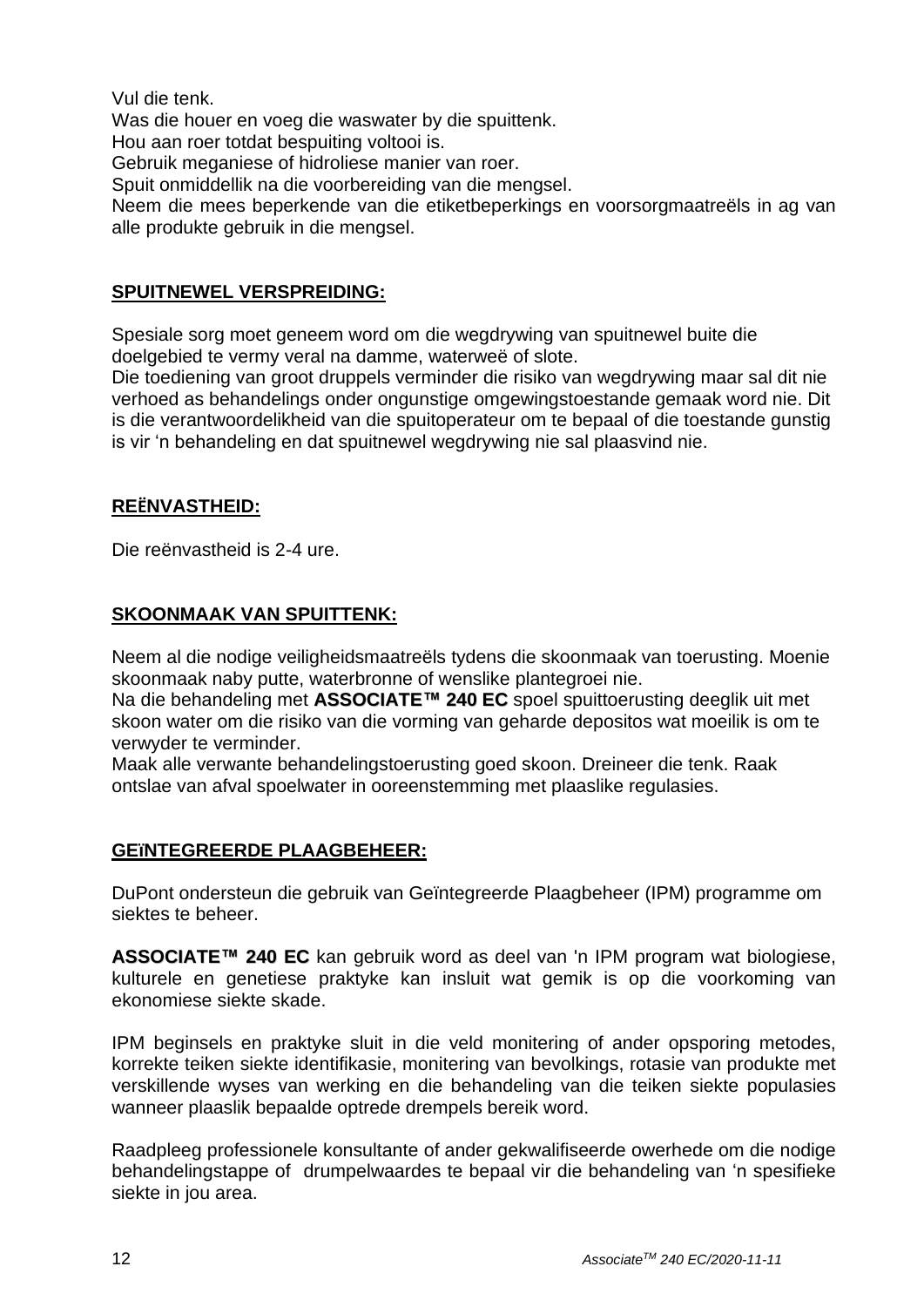Vul die tenk.
Was die houer en voeg die waswater by die spuittenk.
Hou aan roer totdat bespuiting voltooi is.
Gebruik meganiese of hidroliese manier van roer.
Spuit onmiddellik na die voorbereiding van die mengsel.
Neem die mees beperkende van die etiketbeperkings en voorsorgmaatreëls in ag van alle produkte gebruik in die mengsel.

## SPUITNEWEL VERSPREIDING:

Spesiale sorg moet geneem word om die wegdrywing van spuitnewel buite die doelgebied te vermy veral na damme, waterweë of slote.
Die toediening van groot druppels verminder die risiko van wegdrywing maar sal dit nie verhoed as behandelings onder ongunstige omgewingstoestande gemaak word nie. Dit is die verantwoordelikheid van die spuitoperateur om te bepaal of die toestande gunstig is vir 'n behandeling en dat spuitnewel wegdrywing nie sal plaasvind nie.

## REËNVASTHEID:

Die reënvastheid is 2-4 ure.

## SKOONMAAK VAN SPUITTENK:

Neem al die nodige veiligheidsmaatreëls tydens die skoonmaak van toerusting. Moenie skoonmaak naby putte, waterbronne of wenslike plantegroei nie.
Na die behandeling met **ASSOCIATE™ 240 EC** spoel spuittoerusting deeglik uit met skoon water om die risiko van die vorming van geharde depositos wat moeilik is om te verwyder te verminder.
Maak alle verwante behandelingstoerusting goed skoon. Dreineer die tenk. Raak ontslae van afval spoelwater in ooreenstemming met plaaslike regulasies.

## GEÏNTEGREERDE PLAAGBEHEER:

DuPont ondersteun die gebruik van Geïntegreerde Plaagbeheer (IPM) programme om siektes te beheer.

**ASSOCIATE™ 240 EC** kan gebruik word as deel van 'n IPM program wat biologiese, kulturele en genetiese praktyke kan insluit wat gemik is op die voorkoming van ekonomiese siekte skade.

IPM beginsels en praktyke sluit in die veld monitering of ander opsporing metodes, korrekte teiken siekte identifikasie, monitering van bevolkings, rotasie van produkte met verskillende wyses van werking en die behandeling van die teiken siekte populasies wanneer plaaslik bepaalde optrede drempels bereik word.

Raadpleeg professionele konsultante of ander gekwalifiseerde owerhede om die nodige behandelingstappe of drumpelwaardes te bepaal vir die behandeling van 'n spesifieke siekte in jou area.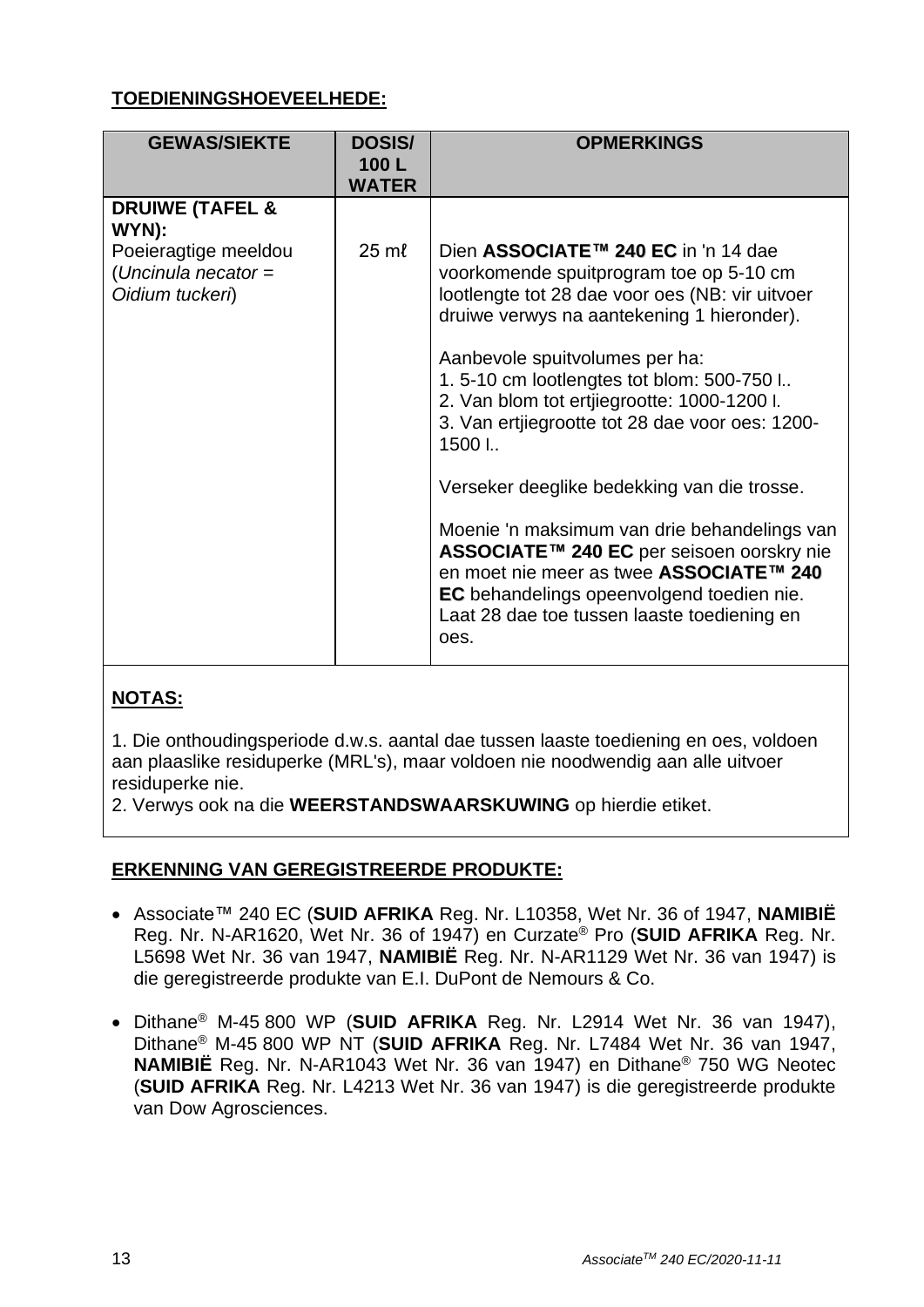## TOEDIENINGSHOEVEELHEDE:

| GEWAS/SIEKTE | DOSIS/ 100 L WATER | OPMERKINGS |
|---|---|---|
| **DRUIWE (TAFEL & WYN):**<br>Poeieragtige meeldou (*Uncinula necator = Oidium tuckeri*) | 25 mℓ | Dien **ASSOCIATE™ 240 EC** in 'n 14 dae voorkomende spuitprogram toe op 5-10 cm lootlengte tot 28 dae voor oes (NB: vir uitvoer druiwe verwys na aantekening 1 hieronder).<br><br>Aanbevole spuitvolumes per ha:<br>1. 5-10 cm lootlengtes tot blom: 500-750 l..<br>2. Van blom tot ertjiegrootte: 1000-1200 l.<br>3. Van ertjiegrootte tot 28 dae voor oes: 1200-1500 l..<br><br>Verseker deeglike bedekking van die trosse.<br><br>Moenie 'n maksimum van drie behandelings van **ASSOCIATE™ 240 EC** per seisoen oorskry nie en moet nie meer as twee **ASSOCIATE™ 240 EC** behandelings opeenvolgend toedien nie. Laat 28 dae toe tussen laaste toediening en oes. |

**NOTAS:**

1. Die onthoudingsperiode d.w.s. aantal dae tussen laaste toediening en oes, voldoen aan plaaslike residuperke (MRL's), maar voldoen nie noodwendig aan alle uitvoer residuperke nie.
2. Verwys ook na die **WEERSTANDSWAARSKUWING** op hierdie etiket.

## ERKENNING VAN GEREGISTREERDE PRODUKTE:

- Associate™ 240 EC (**SUID AFRIKA** Reg. Nr. L10358, Wet Nr. 36 of 1947, **NAMIBIË** Reg. Nr. N-AR1620, Wet Nr. 36 of 1947) en Curzate® Pro (**SUID AFRIKA** Reg. Nr. L5698 Wet Nr. 36 van 1947, **NAMIBIË** Reg. Nr. N-AR1129 Wet Nr. 36 van 1947) is die geregistreerde produkte van E.I. DuPont de Nemours & Co.

- Dithane® M-45 800 WP (**SUID AFRIKA** Reg. Nr. L2914 Wet Nr. 36 van 1947), Dithane® M-45 800 WP NT (**SUID AFRIKA** Reg. Nr. L7484 Wet Nr. 36 van 1947, **NAMIBIË** Reg. Nr. N-AR1043 Wet Nr. 36 van 1947) en Dithane® 750 WG Neotec (**SUID AFRIKA** Reg. Nr. L4213 Wet Nr. 36 van 1947) is die geregistreerde produkte van Dow Agrosciences.